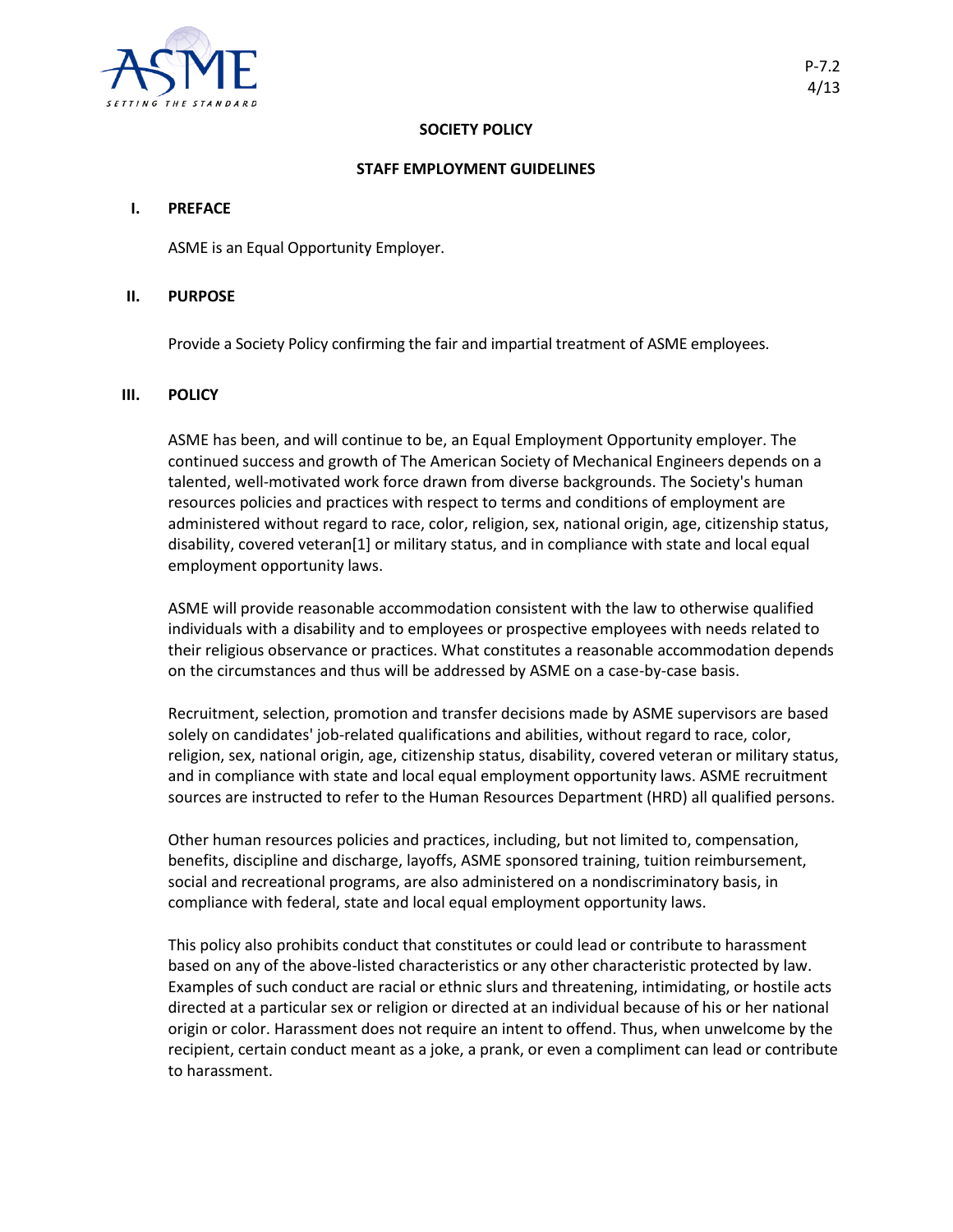P-7.2
4/13

**SOCIETY POLICY**

**STAFF EMPLOYMENT GUIDELINES**

## I. PREFACE

ASME is an Equal Opportunity Employer.

## II. PURPOSE

Provide a Society Policy confirming the fair and impartial treatment of ASME employees.

## III. POLICY

ASME has been, and will continue to be, an Equal Employment Opportunity employer. The continued success and growth of The American Society of Mechanical Engineers depends on a talented, well-motivated work force drawn from diverse backgrounds. The Society's human resources policies and practices with respect to terms and conditions of employment are administered without regard to race, color, religion, sex, national origin, age, citizenship status, disability, covered veteran[1] or military status, and in compliance with state and local equal employment opportunity laws.

ASME will provide reasonable accommodation consistent with the law to otherwise qualified individuals with a disability and to employees or prospective employees with needs related to their religious observance or practices. What constitutes a reasonable accommodation depends on the circumstances and thus will be addressed by ASME on a case-by-case basis.

Recruitment, selection, promotion and transfer decisions made by ASME supervisors are based solely on candidates' job-related qualifications and abilities, without regard to race, color, religion, sex, national origin, age, citizenship status, disability, covered veteran or military status, and in compliance with state and local equal employment opportunity laws. ASME recruitment sources are instructed to refer to the Human Resources Department (HRD) all qualified persons.

Other human resources policies and practices, including, but not limited to, compensation, benefits, discipline and discharge, layoffs, ASME sponsored training, tuition reimbursement, social and recreational programs, are also administered on a nondiscriminatory basis, in compliance with federal, state and local equal employment opportunity laws.

This policy also prohibits conduct that constitutes or could lead or contribute to harassment based on any of the above-listed characteristics or any other characteristic protected by law. Examples of such conduct are racial or ethnic slurs and threatening, intimidating, or hostile acts directed at a particular sex or religion or directed at an individual because of his or her national origin or color. Harassment does not require an intent to offend. Thus, when unwelcome by the recipient, certain conduct meant as a joke, a prank, or even a compliment can lead or contribute to harassment.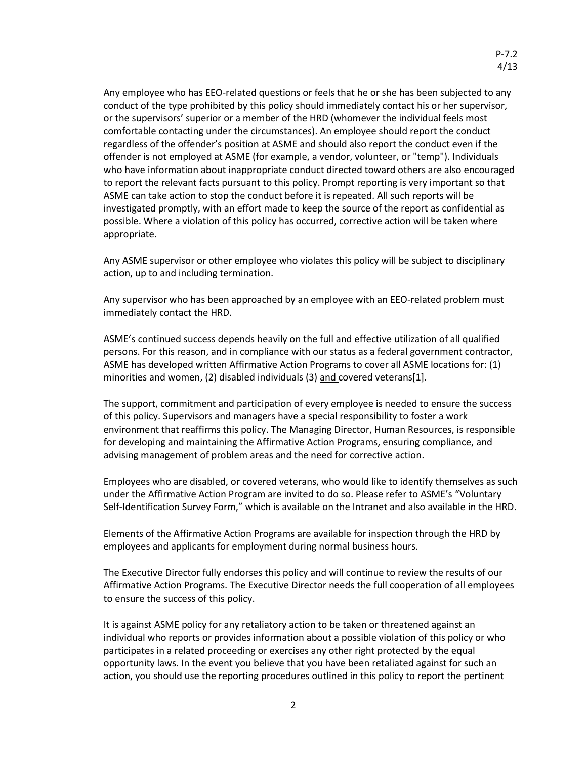Any employee who has EEO-related questions or feels that he or she has been subjected to any conduct of the type prohibited by this policy should immediately contact his or her supervisor, or the supervisors' superior or a member of the HRD (whomever the individual feels most comfortable contacting under the circumstances). An employee should report the conduct regardless of the offender's position at ASME and should also report the conduct even if the offender is not employed at ASME (for example, a vendor, volunteer, or "temp"). Individuals who have information about inappropriate conduct directed toward others are also encouraged to report the relevant facts pursuant to this policy. Prompt reporting is very important so that ASME can take action to stop the conduct before it is repeated. All such reports will be investigated promptly, with an effort made to keep the source of the report as confidential as possible. Where a violation of this policy has occurred, corrective action will be taken where appropriate.

Any ASME supervisor or other employee who violates this policy will be subject to disciplinary action, up to and including termination.

Any supervisor who has been approached by an employee with an EEO-related problem must immediately contact the HRD.

ASME's continued success depends heavily on the full and effective utilization of all qualified persons. For this reason, and in compliance with our status as a federal government contractor, ASME has developed written Affirmative Action Programs to cover all ASME locations for: (1) minorities and women, (2) disabled individuals (3) and covered veterans[1].

The support, commitment and participation of every employee is needed to ensure the success of this policy. Supervisors and managers have a special responsibility to foster a work environment that reaffirms this policy. The Managing Director, Human Resources, is responsible for developing and maintaining the Affirmative Action Programs, ensuring compliance, and advising management of problem areas and the need for corrective action.

Employees who are disabled, or covered veterans, who would like to identify themselves as such under the Affirmative Action Program are invited to do so. Please refer to ASME's "Voluntary Self-Identification Survey Form," which is available on the Intranet and also available in the HRD.

Elements of the Affirmative Action Programs are available for inspection through the HRD by employees and applicants for employment during normal business hours.

The Executive Director fully endorses this policy and will continue to review the results of our Affirmative Action Programs. The Executive Director needs the full cooperation of all employees to ensure the success of this policy.

It is against ASME policy for any retaliatory action to be taken or threatened against an individual who reports or provides information about a possible violation of this policy or who participates in a related proceeding or exercises any other right protected by the equal opportunity laws. In the event you believe that you have been retaliated against for such an action, you should use the reporting procedures outlined in this policy to report the pertinent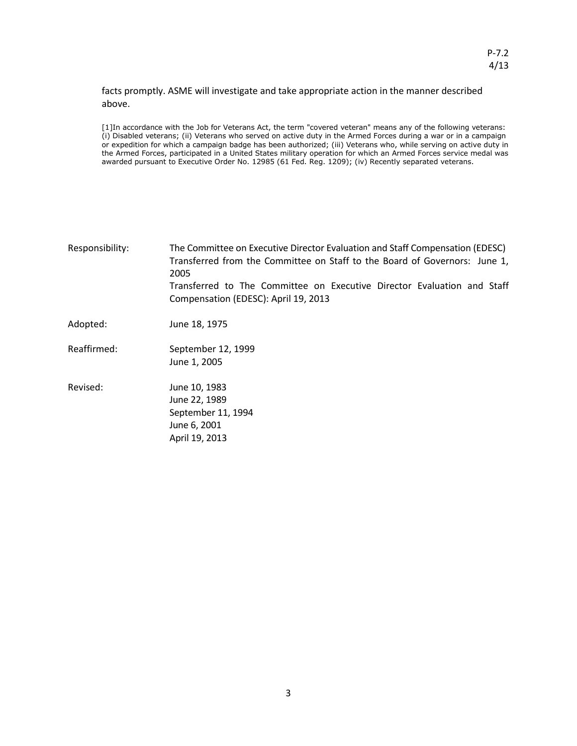facts promptly. ASME will investigate and take appropriate action in the manner described above.

[1]In accordance with the Job for Veterans Act, the term "covered veteran" means any of the following veterans: (i) Disabled veterans; (ii) Veterans who served on active duty in the Armed Forces during a war or in a campaign or expedition for which a campaign badge has been authorized; (iii) Veterans who, while serving on active duty in the Armed Forces, participated in a United States military operation for which an Armed Forces service medal was awarded pursuant to Executive Order No. 12985 (61 Fed. Reg. 1209); (iv) Recently separated veterans.

| | |
|---|---|
| Responsibility: | The Committee on Executive Director Evaluation and Staff Compensation (EDESC)<br>Transferred from the Committee on Staff to the Board of Governors: June 1, 2005<br>Transferred to The Committee on Executive Director Evaluation and Staff Compensation (EDESC): April 19, 2013 |
| Adopted: | June 18, 1975 |
| Reaffirmed: | September 12, 1999<br>June 1, 2005 |
| Revised: | June 10, 1983<br>June 22, 1989<br>September 11, 1994<br>June 6, 2001<br>April 19, 2013 |